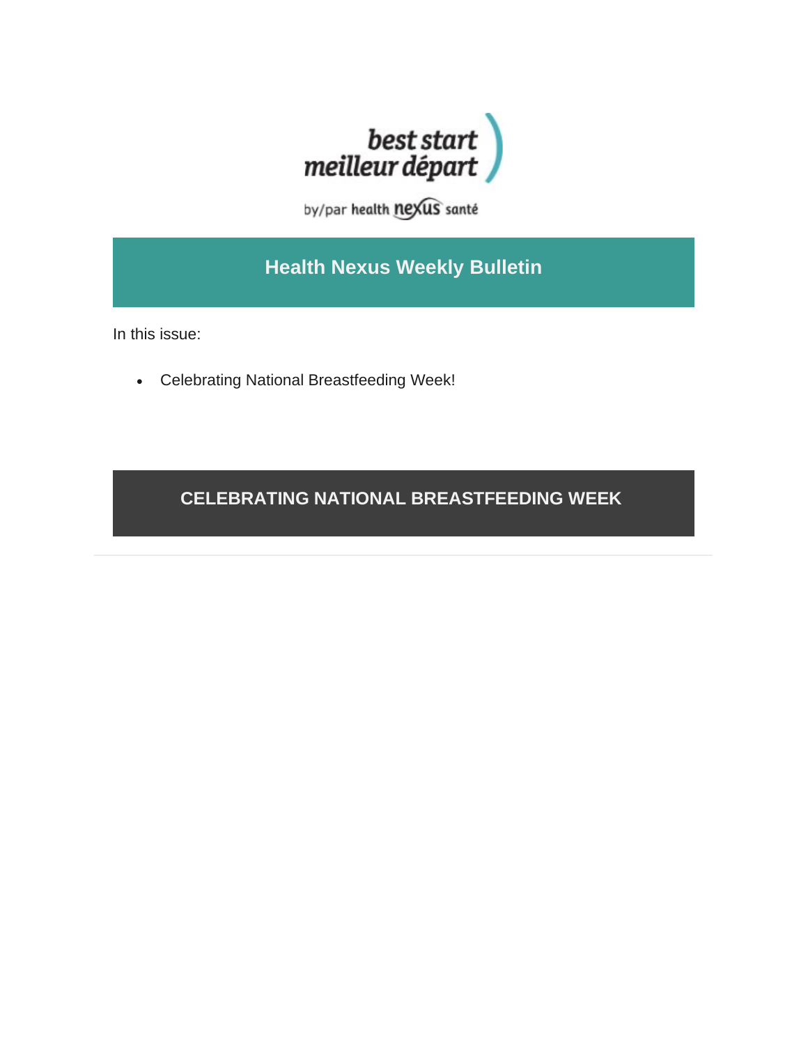best start
meilleur départ

by/par health nexus santé

# Health Nexus Weekly Bulletin

In this issue:

- Celebrating National Breastfeeding Week!

## CELEBRATING NATIONAL BREASTFEEDING WEEK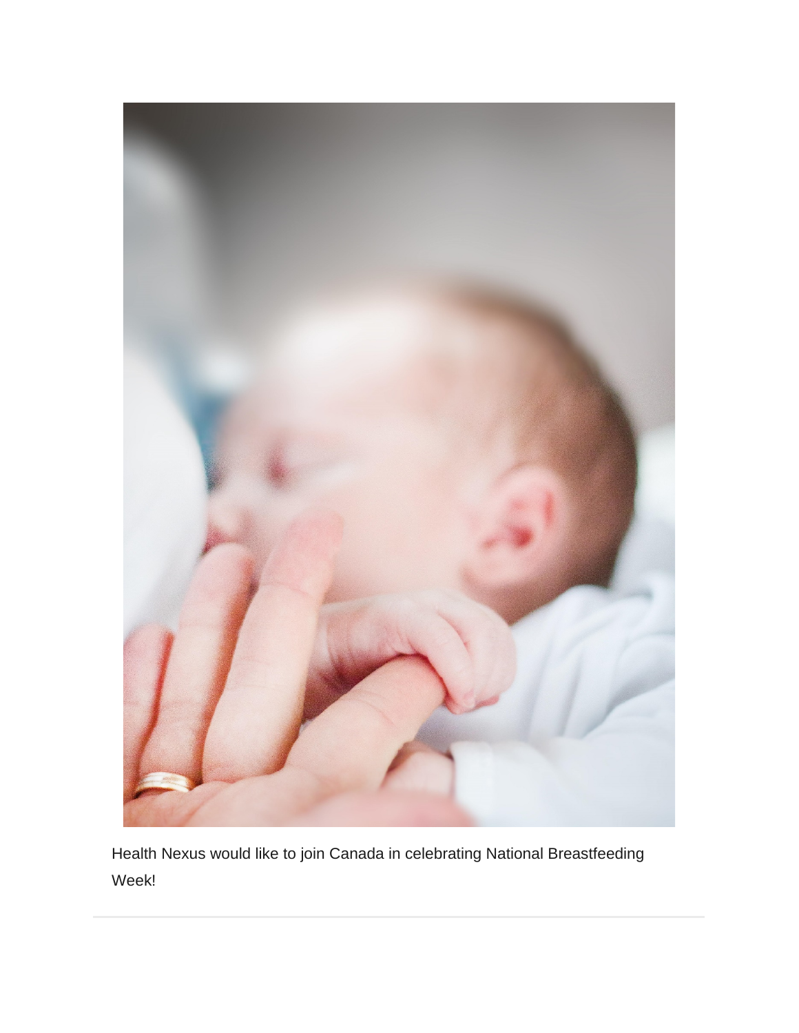Health Nexus would like to join Canada in celebrating National Breastfeeding Week!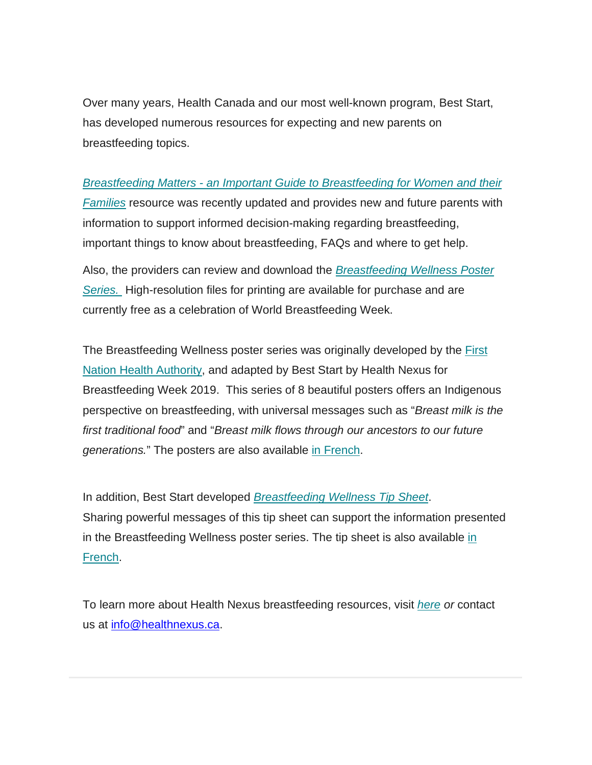Over many years, Health Canada and our most well-known program, Best Start, has developed numerous resources for expecting and new parents on breastfeeding topics.

*Breastfeeding Matters - an Important Guide to Breastfeeding for Women and their Families* resource was recently updated and provides new and future parents with information to support informed decision-making regarding breastfeeding, important things to know about breastfeeding, FAQs and where to get help.

Also, the providers can review and download the *Breastfeeding Wellness Poster Series.* High-resolution files for printing are available for purchase and are currently free as a celebration of World Breastfeeding Week.

The Breastfeeding Wellness poster series was originally developed by the First Nation Health Authority, and adapted by Best Start by Health Nexus for Breastfeeding Week 2019. This series of 8 beautiful posters offers an Indigenous perspective on breastfeeding, with universal messages such as "*Breast milk is the first traditional food*" and "*Breast milk flows through our ancestors to our future generations.*" The posters are also available in French.

In addition, Best Start developed *Breastfeeding Wellness Tip Sheet*.
Sharing powerful messages of this tip sheet can support the information presented in the Breastfeeding Wellness poster series. The tip sheet is also available in French.

To learn more about Health Nexus breastfeeding resources, visit *here* *or* contact us at info@healthnexus.ca.

---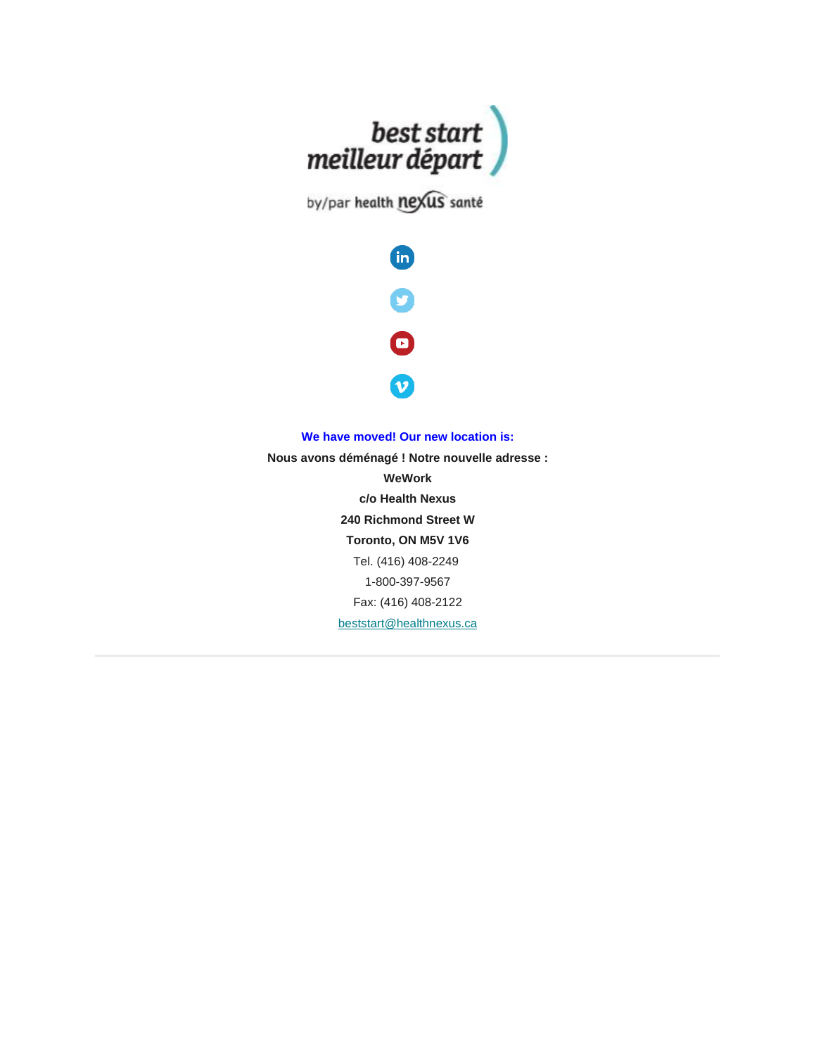**We have moved! Our new location is:**

**Nous avons déménagé ! Notre nouvelle adresse :**

**WeWork**

**c/o Health Nexus**

**240 Richmond Street W**

**Toronto, ON M5V 1V6**

Tel. (416) 408-2249

1-800-397-9567

Fax: (416) 408-2122

beststart@healthnexus.ca